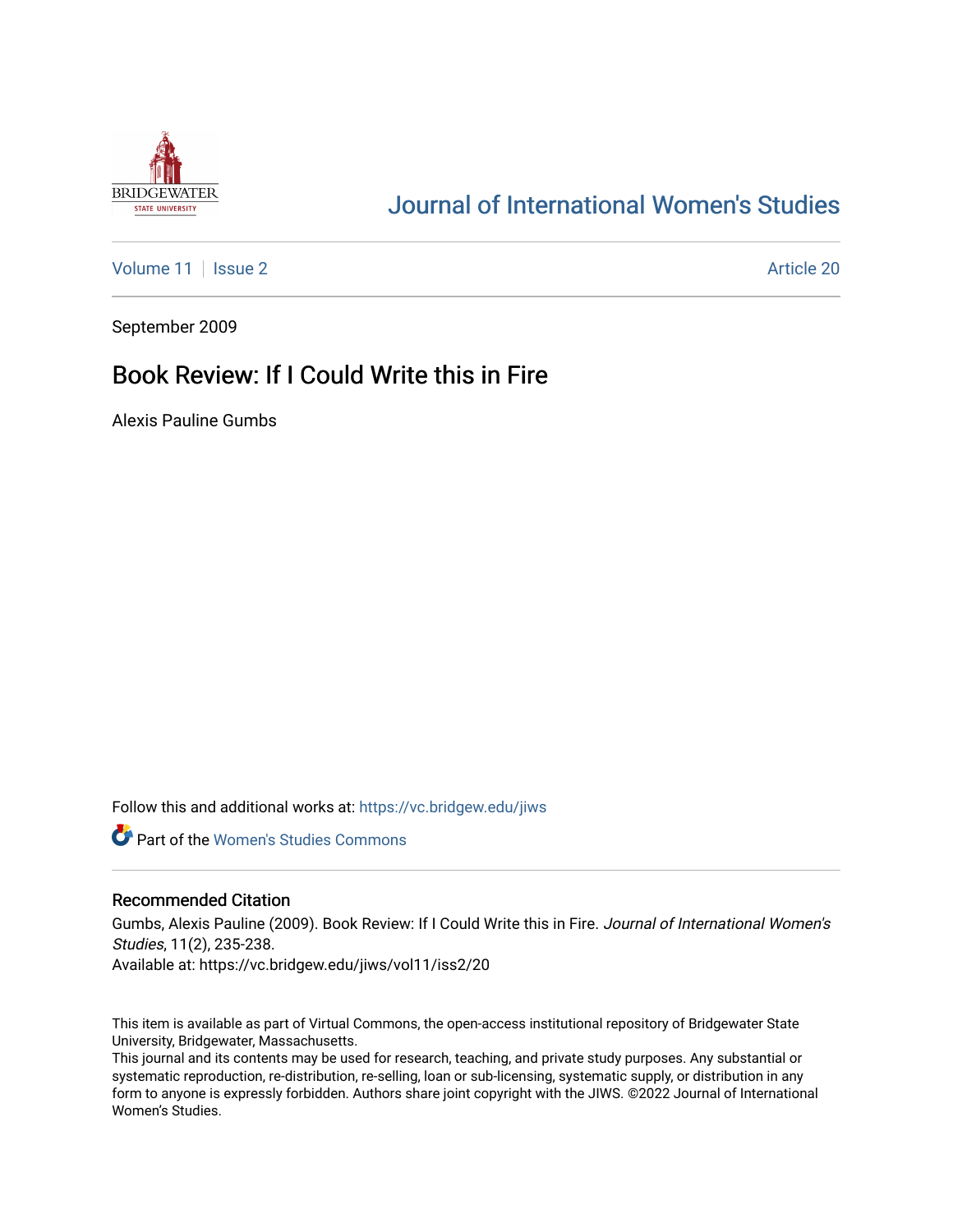Journal of International Women's Studies

Volume 11 | Issue 2 — Article 20

September 2009

# Book Review: If I Could Write this in Fire

Alexis Pauline Gumbs

Follow this and additional works at: https://vc.bridgew.edu/jiws

Part of the Women's Studies Commons

## Recommended Citation

Gumbs, Alexis Pauline (2009). Book Review: If I Could Write this in Fire. *Journal of International Women's Studies*, 11(2), 235-238.

Available at: https://vc.bridgew.edu/jiws/vol11/iss2/20

This item is available as part of Virtual Commons, the open-access institutional repository of Bridgewater State University, Bridgewater, Massachusetts.

This journal and its contents may be used for research, teaching, and private study purposes. Any substantial or systematic reproduction, re-distribution, re-selling, loan or sub-licensing, systematic supply, or distribution in any form to anyone is expressly forbidden. Authors share joint copyright with the JIWS. ©2022 Journal of International Women's Studies.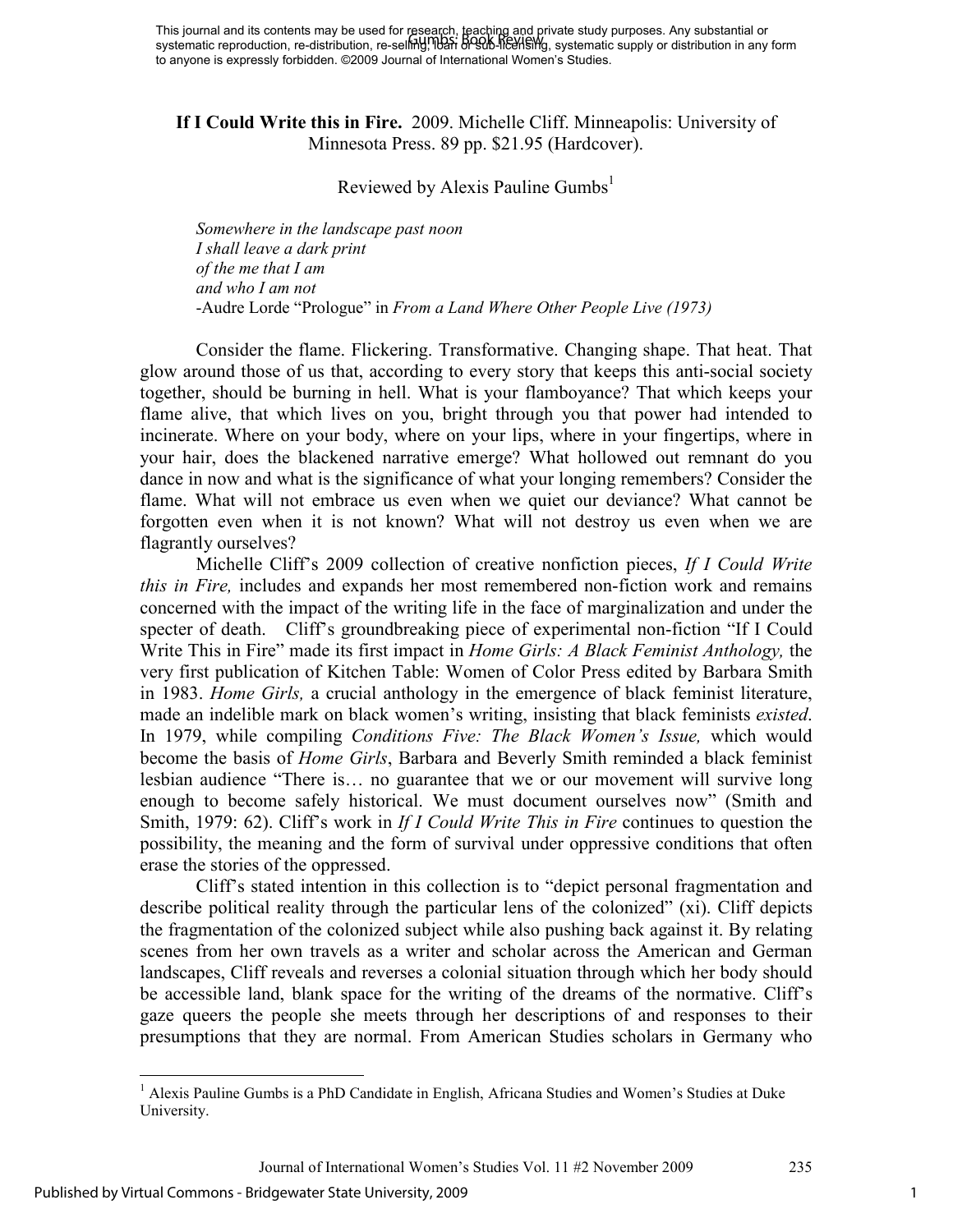**If I Could Write this in Fire.** 2009. Michelle Cliff. Minneapolis: University of Minnesota Press. 89 pp. $21.95 (Hardcover).

Reviewed by Alexis Pauline Gumbs[1]

> *Somewhere in the landscape past noon*
> *I shall leave a dark print*
> *of the me that I am*
> *and who I am not*
> -Audre Lorde "Prologue" in *From a Land Where Other People Live (1973)*

Consider the flame. Flickering. Transformative. Changing shape. That heat. That glow around those of us that, according to every story that keeps this anti-social society together, should be burning in hell. What is your flamboyance? That which keeps your flame alive, that which lives on you, bright through you that power had intended to incinerate. Where on your body, where on your lips, where in your fingertips, where in your hair, does the blackened narrative emerge? What hollowed out remnant do you dance in now and what is the significance of what your longing remembers? Consider the flame. What will not embrace us even when we quiet our deviance? What cannot be forgotten even when it is not known? What will not destroy us even when we are flagrantly ourselves?

Michelle Cliff's 2009 collection of creative nonfiction pieces, *If I Could Write this in Fire,* includes and expands her most remembered non-fiction work and remains concerned with the impact of the writing life in the face of marginalization and under the specter of death. Cliff's groundbreaking piece of experimental non-fiction "If I Could Write This in Fire" made its first impact in *Home Girls: A Black Feminist Anthology,* the very first publication of Kitchen Table: Women of Color Press edited by Barbara Smith in 1983. *Home Girls,* a crucial anthology in the emergence of black feminist literature, made an indelible mark on black women's writing, insisting that black feminists *existed*. In 1979, while compiling *Conditions Five: The Black Women's Issue,* which would become the basis of *Home Girls*, Barbara and Beverly Smith reminded a black feminist lesbian audience "There is… no guarantee that we or our movement will survive long enough to become safely historical. We must document ourselves now" (Smith and Smith, 1979: 62). Cliff's work in *If I Could Write This in Fire* continues to question the possibility, the meaning and the form of survival under oppressive conditions that often erase the stories of the oppressed.

Cliff's stated intention in this collection is to "depict personal fragmentation and describe political reality through the particular lens of the colonized" (xi). Cliff depicts the fragmentation of the colonized subject while also pushing back against it. By relating scenes from her own travels as a writer and scholar across the American and German landscapes, Cliff reveals and reverses a colonial situation through which her body should be accessible land, blank space for the writing of the dreams of the normative. Cliff's gaze queers the people she meets through her descriptions of and responses to their presumptions that they are normal. From American Studies scholars in Germany who

[1] Alexis Pauline Gumbs is a PhD Candidate in English, Africana Studies and Women's Studies at Duke University.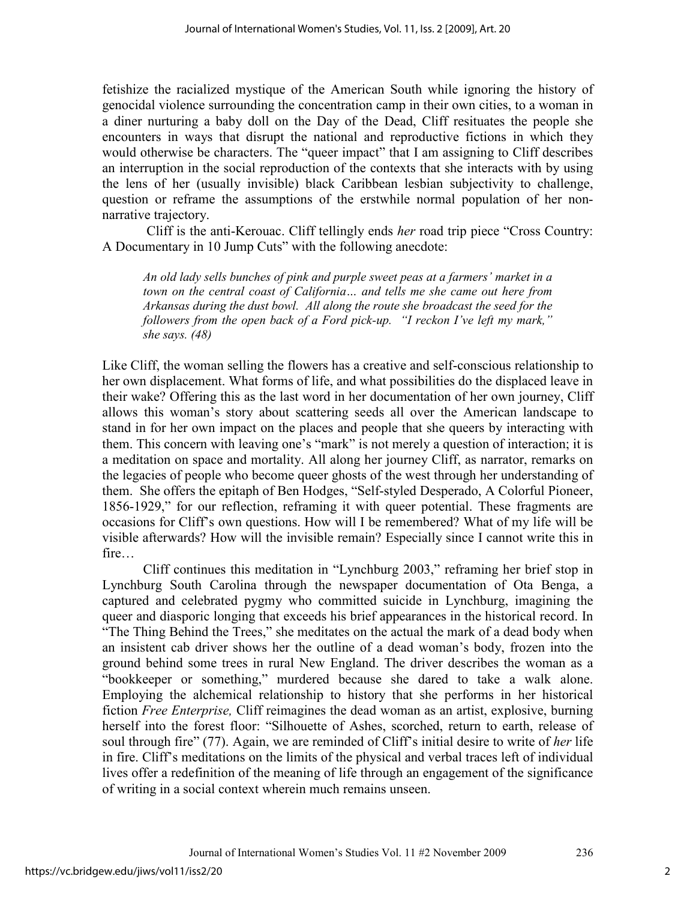fetishize the racialized mystique of the American South while ignoring the history of genocidal violence surrounding the concentration camp in their own cities, to a woman in a diner nurturing a baby doll on the Day of the Dead, Cliff resituates the people she encounters in ways that disrupt the national and reproductive fictions in which they would otherwise be characters. The "queer impact" that I am assigning to Cliff describes an interruption in the social reproduction of the contexts that she interacts with by using the lens of her (usually invisible) black Caribbean lesbian subjectivity to challenge, question or reframe the assumptions of the erstwhile normal population of her non-narrative trajectory.

Cliff is the anti-Kerouac. Cliff tellingly ends *her* road trip piece "Cross Country: A Documentary in 10 Jump Cuts" with the following anecdote:

> *An old lady sells bunches of pink and purple sweet peas at a farmers' market in a town on the central coast of California… and tells me she came out here from Arkansas during the dust bowl. All along the route she broadcast the seed for the followers from the open back of a Ford pick-up. "I reckon I've left my mark," she says. (48)*

Like Cliff, the woman selling the flowers has a creative and self-conscious relationship to her own displacement. What forms of life, and what possibilities do the displaced leave in their wake? Offering this as the last word in her documentation of her own journey, Cliff allows this woman's story about scattering seeds all over the American landscape to stand in for her own impact on the places and people that she queers by interacting with them. This concern with leaving one's "mark" is not merely a question of interaction; it is a meditation on space and mortality. All along her journey Cliff, as narrator, remarks on the legacies of people who become queer ghosts of the west through her understanding of them. She offers the epitaph of Ben Hodges, "Self-styled Desperado, A Colorful Pioneer, 1856-1929," for our reflection, reframing it with queer potential. These fragments are occasions for Cliff's own questions. How will I be remembered? What of my life will be visible afterwards? How will the invisible remain? Especially since I cannot write this in fire…

Cliff continues this meditation in "Lynchburg 2003," reframing her brief stop in Lynchburg South Carolina through the newspaper documentation of Ota Benga, a captured and celebrated pygmy who committed suicide in Lynchburg, imagining the queer and diasporic longing that exceeds his brief appearances in the historical record. In "The Thing Behind the Trees," she meditates on the actual the mark of a dead body when an insistent cab driver shows her the outline of a dead woman's body, frozen into the ground behind some trees in rural New England. The driver describes the woman as a "bookkeeper or something," murdered because she dared to take a walk alone. Employing the alchemical relationship to history that she performs in her historical fiction *Free Enterprise,* Cliff reimagines the dead woman as an artist, explosive, burning herself into the forest floor: "Silhouette of Ashes, scorched, return to earth, release of soul through fire" (77). Again, we are reminded of Cliff's initial desire to write of *her* life in fire. Cliff's meditations on the limits of the physical and verbal traces left of individual lives offer a redefinition of the meaning of life through an engagement of the significance of writing in a social context wherein much remains unseen.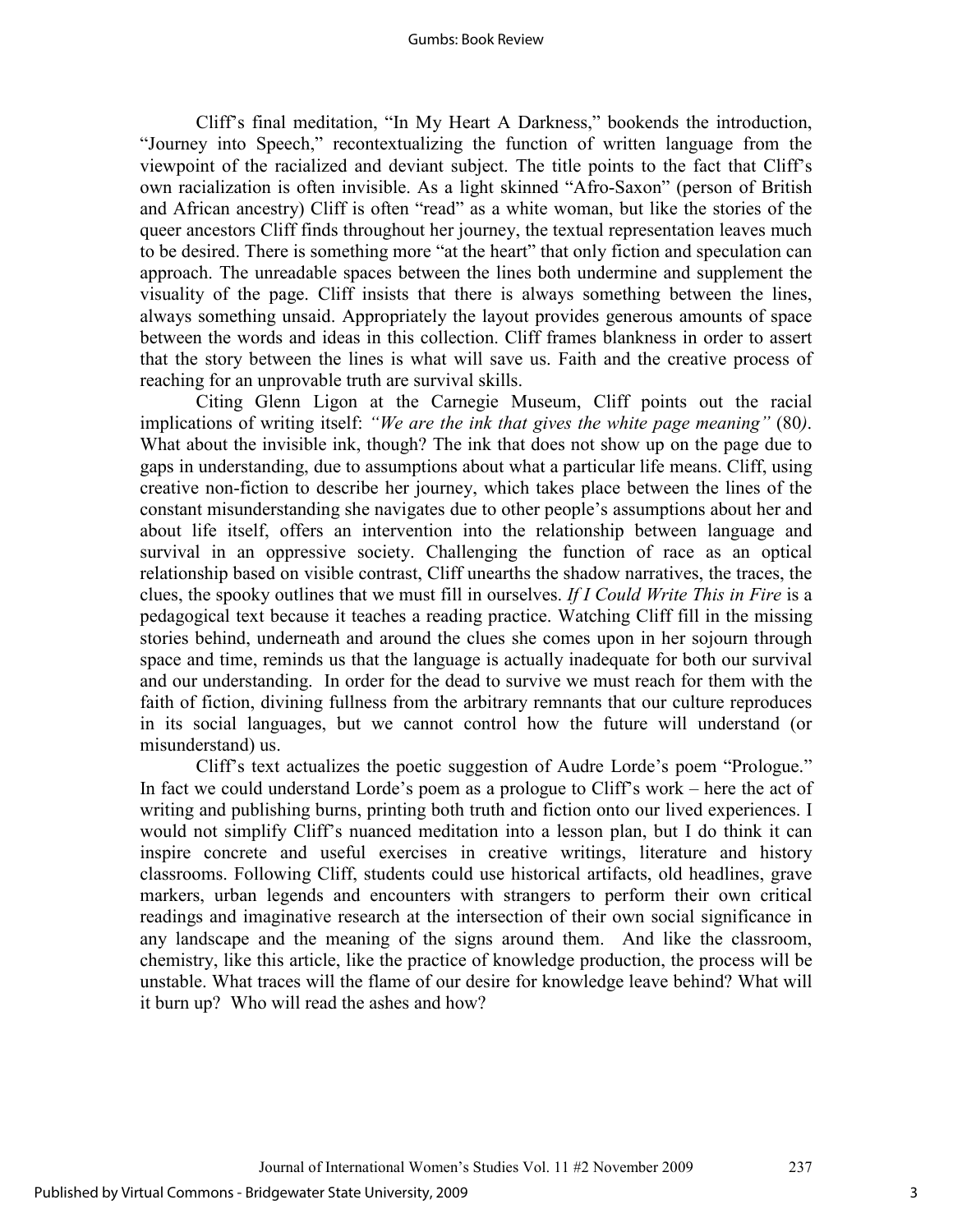Cliff's final meditation, "In My Heart A Darkness," bookends the introduction, "Journey into Speech," recontextualizing the function of written language from the viewpoint of the racialized and deviant subject. The title points to the fact that Cliff's own racialization is often invisible. As a light skinned "Afro-Saxon" (person of British and African ancestry) Cliff is often "read" as a white woman, but like the stories of the queer ancestors Cliff finds throughout her journey, the textual representation leaves much to be desired. There is something more "at the heart" that only fiction and speculation can approach. The unreadable spaces between the lines both undermine and supplement the visuality of the page. Cliff insists that there is always something between the lines, always something unsaid. Appropriately the layout provides generous amounts of space between the words and ideas in this collection. Cliff frames blankness in order to assert that the story between the lines is what will save us. Faith and the creative process of reaching for an unprovable truth are survival skills.

Citing Glenn Ligon at the Carnegie Museum, Cliff points out the racial implications of writing itself: *"We are the ink that gives the white page meaning"* (80). What about the invisible ink, though? The ink that does not show up on the page due to gaps in understanding, due to assumptions about what a particular life means. Cliff, using creative non-fiction to describe her journey, which takes place between the lines of the constant misunderstanding she navigates due to other people's assumptions about her and about life itself, offers an intervention into the relationship between language and survival in an oppressive society. Challenging the function of race as an optical relationship based on visible contrast, Cliff unearths the shadow narratives, the traces, the clues, the spooky outlines that we must fill in ourselves. *If I Could Write This in Fire* is a pedagogical text because it teaches a reading practice. Watching Cliff fill in the missing stories behind, underneath and around the clues she comes upon in her sojourn through space and time, reminds us that the language is actually inadequate for both our survival and our understanding. In order for the dead to survive we must reach for them with the faith of fiction, divining fullness from the arbitrary remnants that our culture reproduces in its social languages, but we cannot control how the future will understand (or misunderstand) us.

Cliff's text actualizes the poetic suggestion of Audre Lorde's poem "Prologue." In fact we could understand Lorde's poem as a prologue to Cliff's work – here the act of writing and publishing burns, printing both truth and fiction onto our lived experiences. I would not simplify Cliff's nuanced meditation into a lesson plan, but I do think it can inspire concrete and useful exercises in creative writings, literature and history classrooms. Following Cliff, students could use historical artifacts, old headlines, grave markers, urban legends and encounters with strangers to perform their own critical readings and imaginative research at the intersection of their own social significance in any landscape and the meaning of the signs around them. And like the classroom, chemistry, like this article, like the practice of knowledge production, the process will be unstable. What traces will the flame of our desire for knowledge leave behind? What will it burn up? Who will read the ashes and how?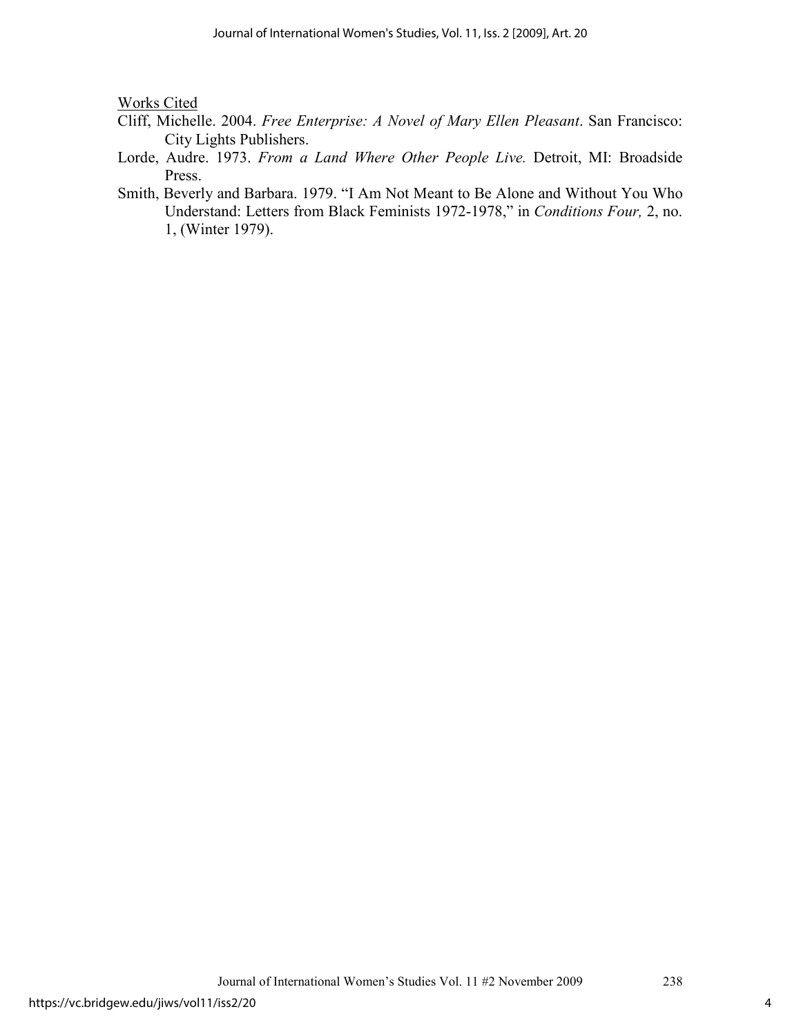Works Cited

Cliff, Michelle. 2004. *Free Enterprise: A Novel of Mary Ellen Pleasant*. San Francisco: City Lights Publishers.

Lorde, Audre. 1973. *From a Land Where Other People Live.* Detroit, MI: Broadside Press.

Smith, Beverly and Barbara. 1979. "I Am Not Meant to Be Alone and Without You Who Understand: Letters from Black Feminists 1972-1978," in *Conditions Four,* 2, no. 1, (Winter 1979).